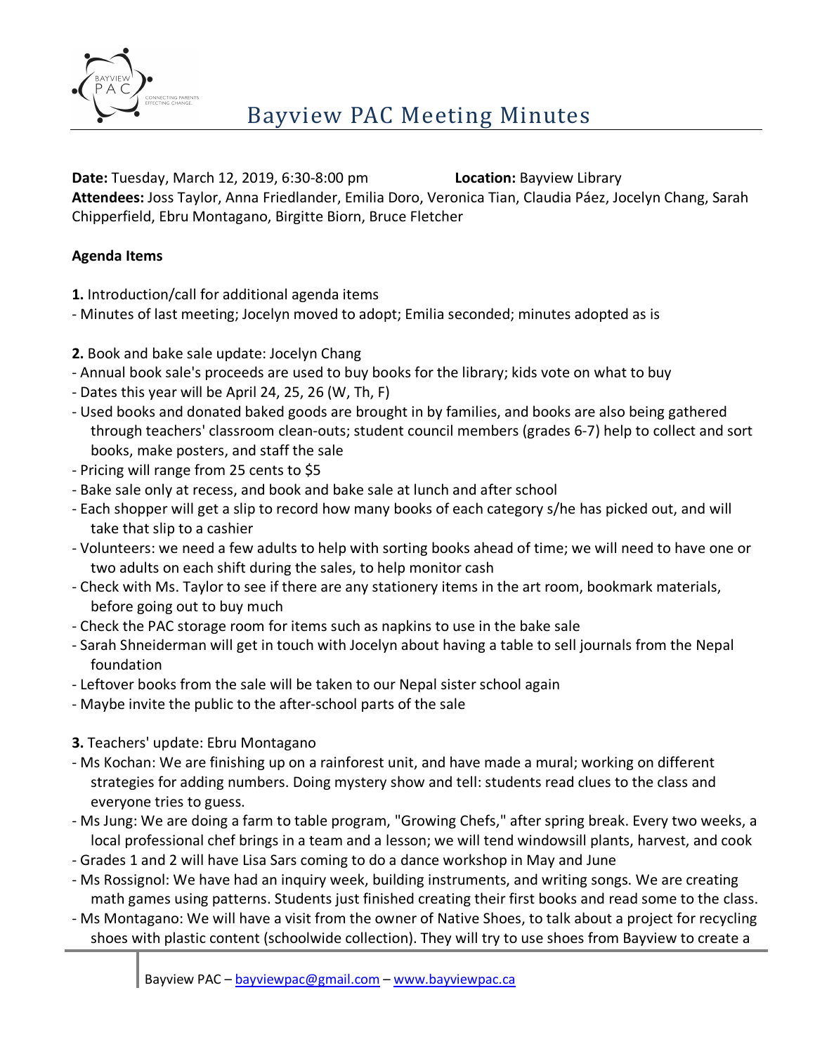# Bayview PAC Meeting Minutes

**Date:** Tuesday, March 12, 2019, 6:30-8:00 pm **Location:** Bayview Library
**Attendees:** Joss Taylor, Anna Friedlander, Emilia Doro, Veronica Tian, Claudia Páez, Jocelyn Chang, Sarah Chipperfield, Ebru Montagano, Birgitte Biorn, Bruce Fletcher

**Agenda Items**

**1.** Introduction/call for additional agenda items
- Minutes of last meeting; Jocelyn moved to adopt; Emilia seconded; minutes adopted as is

**2.** Book and bake sale update: Jocelyn Chang
- Annual book sale's proceeds are used to buy books for the library; kids vote on what to buy
- Dates this year will be April 24, 25, 26 (W, Th, F)
- Used books and donated baked goods are brought in by families, and books are also being gathered through teachers' classroom clean-outs; student council members (grades 6-7) help to collect and sort books, make posters, and staff the sale
- Pricing will range from 25 cents to $5
- Bake sale only at recess, and book and bake sale at lunch and after school
- Each shopper will get a slip to record how many books of each category s/he has picked out, and will take that slip to a cashier
- Volunteers: we need a few adults to help with sorting books ahead of time; we will need to have one or two adults on each shift during the sales, to help monitor cash
- Check with Ms. Taylor to see if there are any stationery items in the art room, bookmark materials, before going out to buy much
- Check the PAC storage room for items such as napkins to use in the bake sale
- Sarah Shneiderman will get in touch with Jocelyn about having a table to sell journals from the Nepal foundation
- Leftover books from the sale will be taken to our Nepal sister school again
- Maybe invite the public to the after-school parts of the sale

**3.** Teachers' update: Ebru Montagano
- Ms Kochan: We are finishing up on a rainforest unit, and have made a mural; working on different strategies for adding numbers. Doing mystery show and tell: students read clues to the class and everyone tries to guess.
- Ms Jung: We are doing a farm to table program, "Growing Chefs," after spring break. Every two weeks, a local professional chef brings in a team and a lesson; we will tend windowsill plants, harvest, and cook
- Grades 1 and 2 will have Lisa Sars coming to do a dance workshop in May and June
- Ms Rossignol: We have had an inquiry week, building instruments, and writing songs. We are creating math games using patterns. Students just finished creating their first books and read some to the class.
- Ms Montagano: We will have a visit from the owner of Native Shoes, to talk about a project for recycling shoes with plastic content (schoolwide collection). They will try to use shoes from Bayview to create a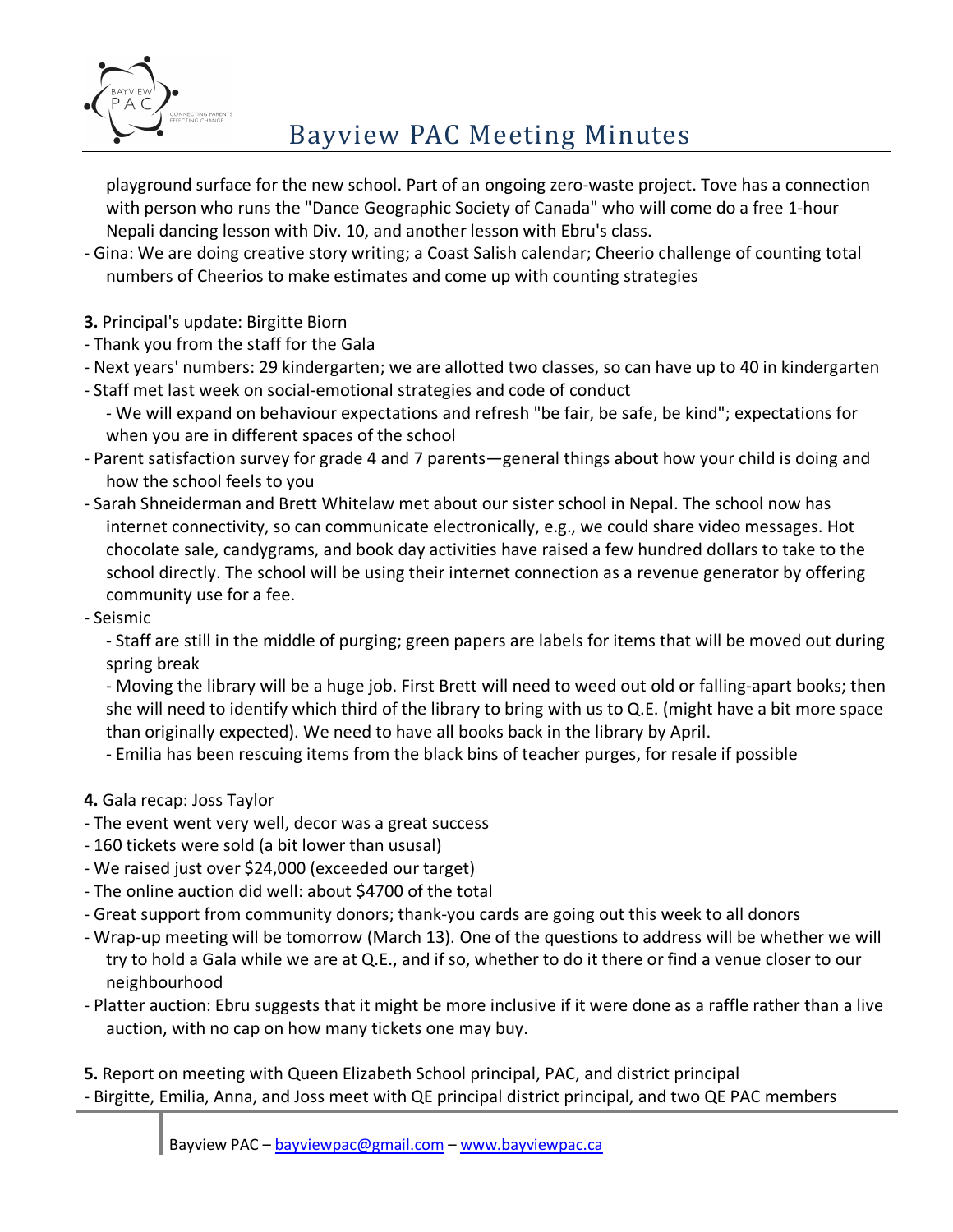playground surface for the new school. Part of an ongoing zero-waste project. Tove has a connection with person who runs the "Dance Geographic Society of Canada" who will come do a free 1-hour Nepali dancing lesson with Div. 10, and another lesson with Ebru's class.

- Gina: We are doing creative story writing; a Coast Salish calendar; Cheerio challenge of counting total numbers of Cheerios to make estimates and come up with counting strategies

**3.** Principal's update: Birgitte Biorn

- Thank you from the staff for the Gala
- Next years' numbers: 29 kindergarten; we are allotted two classes, so can have up to 40 in kindergarten
- Staff met last week on social-emotional strategies and code of conduct
  - We will expand on behaviour expectations and refresh "be fair, be safe, be kind"; expectations for when you are in different spaces of the school
- Parent satisfaction survey for grade 4 and 7 parents—general things about how your child is doing and how the school feels to you
- Sarah Shneiderman and Brett Whitelaw met about our sister school in Nepal. The school now has internet connectivity, so can communicate electronically, e.g., we could share video messages. Hot chocolate sale, candygrams, and book day activities have raised a few hundred dollars to take to the school directly. The school will be using their internet connection as a revenue generator by offering community use for a fee.
- Seismic
  - Staff are still in the middle of purging; green papers are labels for items that will be moved out during spring break
  - Moving the library will be a huge job. First Brett will need to weed out old or falling-apart books; then she will need to identify which third of the library to bring with us to Q.E. (might have a bit more space than originally expected). We need to have all books back in the library by April.
  - Emilia has been rescuing items from the black bins of teacher purges, for resale if possible

**4.** Gala recap: Joss Taylor

- The event went very well, decor was a great success
- 160 tickets were sold (a bit lower than ususal)
- We raised just over $24,000 (exceeded our target)
- The online auction did well: about $4700 of the total
- Great support from community donors; thank-you cards are going out this week to all donors
- Wrap-up meeting will be tomorrow (March 13). One of the questions to address will be whether we will try to hold a Gala while we are at Q.E., and if so, whether to do it there or find a venue closer to our neighbourhood
- Platter auction: Ebru suggests that it might be more inclusive if it were done as a raffle rather than a live auction, with no cap on how many tickets one may buy.

**5.** Report on meeting with Queen Elizabeth School principal, PAC, and district principal

- Birgitte, Emilia, Anna, and Joss meet with QE principal district principal, and two QE PAC members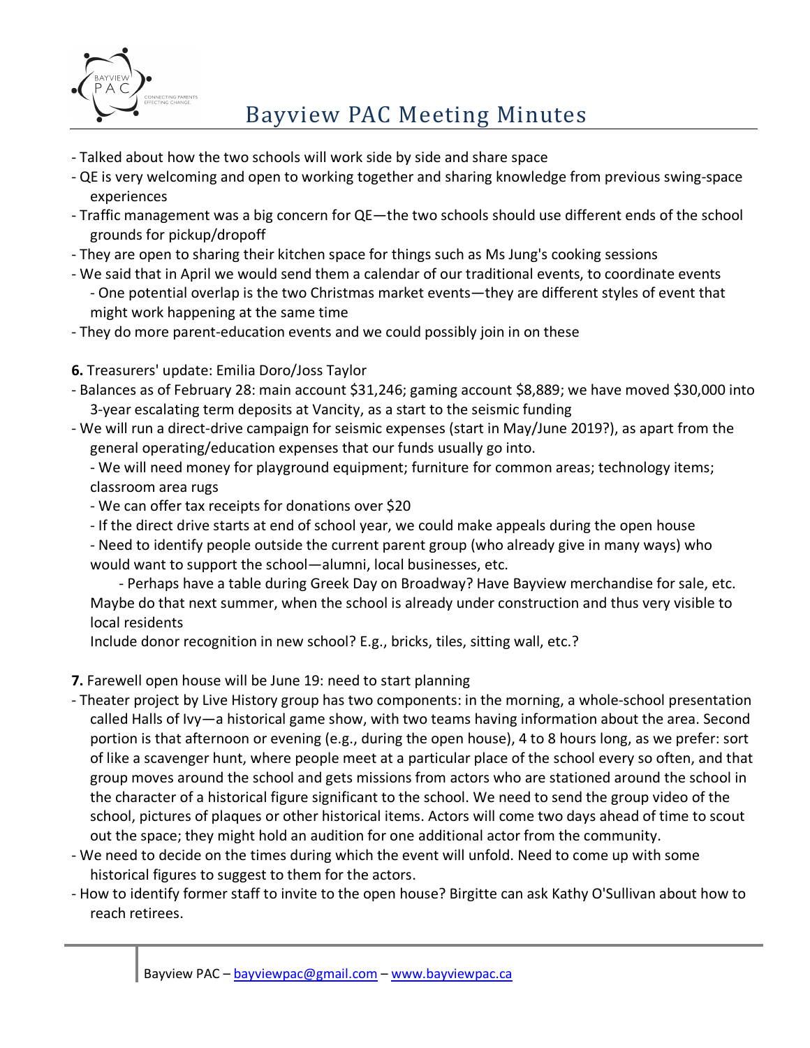- Talked about how the two schools will work side by side and share space
- QE is very welcoming and open to working together and sharing knowledge from previous swing-space experiences
- Traffic management was a big concern for QE—the two schools should use different ends of the school grounds for pickup/dropoff
- They are open to sharing their kitchen space for things such as Ms Jung's cooking sessions
- We said that in April we would send them a calendar of our traditional events, to coordinate events
    - One potential overlap is the two Christmas market events—they are different styles of event that might work happening at the same time
- They do more parent-education events and we could possibly join in on these

**6.** Treasurers' update: Emilia Doro/Joss Taylor

- Balances as of February 28: main account $31,246; gaming account $8,889; we have moved $30,000 into 3-year escalating term deposits at Vancity, as a start to the seismic funding
- We will run a direct-drive campaign for seismic expenses (start in May/June 2019?), as apart from the general operating/education expenses that our funds usually go into.
    - We will need money for playground equipment; furniture for common areas; technology items; classroom area rugs
    - We can offer tax receipts for donations over $20
    - If the direct drive starts at end of school year, we could make appeals during the open house
    - Need to identify people outside the current parent group (who already give in many ways) who would want to support the school—alumni, local businesses, etc.
        - Perhaps have a table during Greek Day on Broadway? Have Bayview merchandise for sale, etc. Maybe do that next summer, when the school is already under construction and thus very visible to local residents

    Include donor recognition in new school? E.g., bricks, tiles, sitting wall, etc.?

**7.** Farewell open house will be June 19: need to start planning

- Theater project by Live History group has two components: in the morning, a whole-school presentation called Halls of Ivy—a historical game show, with two teams having information about the area. Second portion is that afternoon or evening (e.g., during the open house), 4 to 8 hours long, as we prefer: sort of like a scavenger hunt, where people meet at a particular place of the school every so often, and that group moves around the school and gets missions from actors who are stationed around the school in the character of a historical figure significant to the school. We need to send the group video of the school, pictures of plaques or other historical items. Actors will come two days ahead of time to scout out the space; they might hold an audition for one additional actor from the community.
- We need to decide on the times during which the event will unfold. Need to come up with some historical figures to suggest to them for the actors.
- How to identify former staff to invite to the open house? Birgitte can ask Kathy O'Sullivan about how to reach retirees.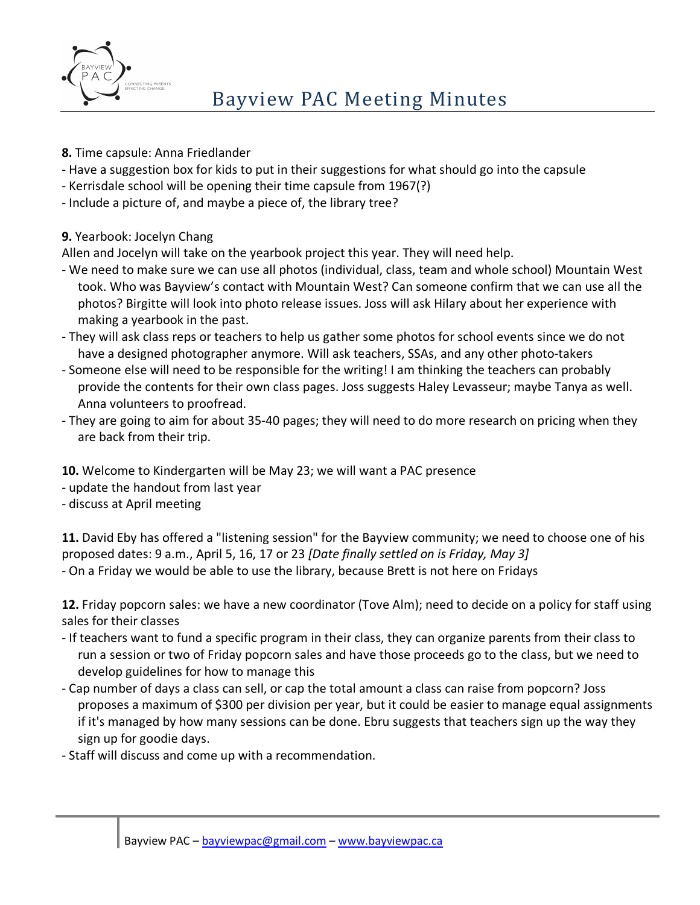**8.** Time capsule: Anna Friedlander

- Have a suggestion box for kids to put in their suggestions for what should go into the capsule
- Kerrisdale school will be opening their time capsule from 1967(?)
- Include a picture of, and maybe a piece of, the library tree?

**9.** Yearbook: Jocelyn Chang

Allen and Jocelyn will take on the yearbook project this year. They will need help.

- We need to make sure we can use all photos (individual, class, team and whole school) Mountain West took. Who was Bayview's contact with Mountain West? Can someone confirm that we can use all the photos? Birgitte will look into photo release issues. Joss will ask Hilary about her experience with making a yearbook in the past.
- They will ask class reps or teachers to help us gather some photos for school events since we do not have a designed photographer anymore. Will ask teachers, SSAs, and any other photo-takers
- Someone else will need to be responsible for the writing! I am thinking the teachers can probably provide the contents for their own class pages. Joss suggests Haley Levasseur; maybe Tanya as well. Anna volunteers to proofread.
- They are going to aim for about 35-40 pages; they will need to do more research on pricing when they are back from their trip.

**10.** Welcome to Kindergarten will be May 23; we will want a PAC presence

- update the handout from last year
- discuss at April meeting

**11.** David Eby has offered a "listening session" for the Bayview community; we need to choose one of his proposed dates: 9 a.m., April 5, 16, 17 or 23 *[Date finally settled on is Friday, May 3]*

- On a Friday we would be able to use the library, because Brett is not here on Fridays

**12.** Friday popcorn sales: we have a new coordinator (Tove Alm); need to decide on a policy for staff using sales for their classes

- If teachers want to fund a specific program in their class, they can organize parents from their class to run a session or two of Friday popcorn sales and have those proceeds go to the class, but we need to develop guidelines for how to manage this
- Cap number of days a class can sell, or cap the total amount a class can raise from popcorn? Joss proposes a maximum of $300 per division per year, but it could be easier to manage equal assignments if it's managed by how many sessions can be done. Ebru suggests that teachers sign up the way they sign up for goodie days.
- Staff will discuss and come up with a recommendation.